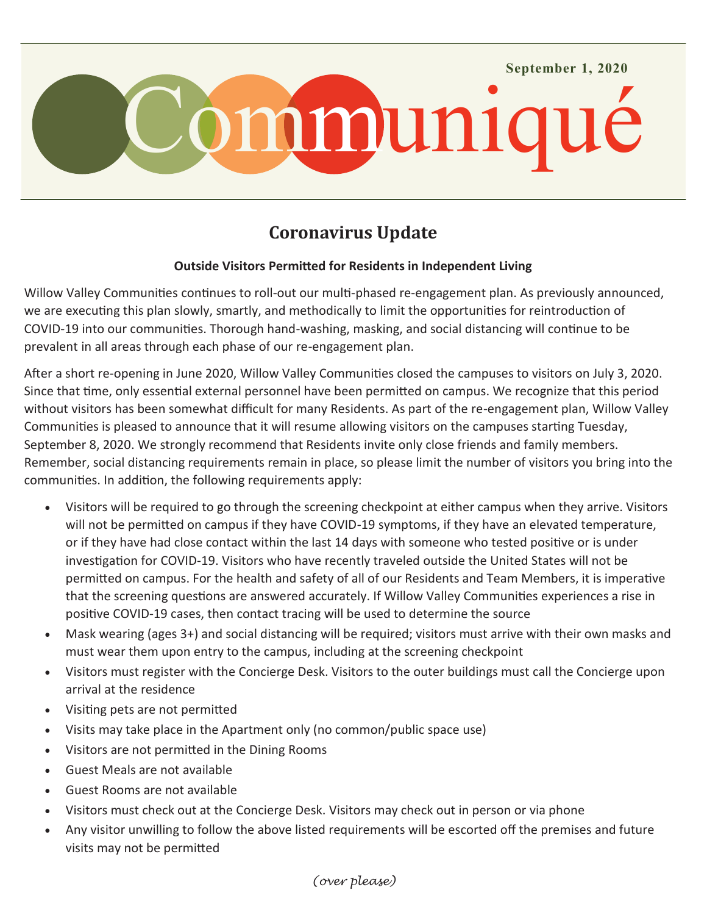September 1, 2020

# Communiqué

## Coronavirus Update

**Outside Visitors Permitted for Residents in Independent Living**

Willow Valley Communities continues to roll-out our multi-phased re-engagement plan. As previously announced, we are executing this plan slowly, smartly, and methodically to limit the opportunities for reintroduction of COVID-19 into our communities. Thorough hand-washing, masking, and social distancing will continue to be prevalent in all areas through each phase of our re-engagement plan.

After a short re-opening in June 2020, Willow Valley Communities closed the campuses to visitors on July 3, 2020. Since that time, only essential external personnel have been permitted on campus. We recognize that this period without visitors has been somewhat difficult for many Residents. As part of the re-engagement plan, Willow Valley Communities is pleased to announce that it will resume allowing visitors on the campuses starting Tuesday, September 8, 2020. We strongly recommend that Residents invite only close friends and family members. Remember, social distancing requirements remain in place, so please limit the number of visitors you bring into the communities. In addition, the following requirements apply:

- Visitors will be required to go through the screening checkpoint at either campus when they arrive. Visitors will not be permitted on campus if they have COVID-19 symptoms, if they have an elevated temperature, or if they have had close contact within the last 14 days with someone who tested positive or is under investigation for COVID-19. Visitors who have recently traveled outside the United States will not be permitted on campus. For the health and safety of all of our Residents and Team Members, it is imperative that the screening questions are answered accurately. If Willow Valley Communities experiences a rise in positive COVID-19 cases, then contact tracing will be used to determine the source
- Mask wearing (ages 3+) and social distancing will be required; visitors must arrive with their own masks and must wear them upon entry to the campus, including at the screening checkpoint
- Visitors must register with the Concierge Desk. Visitors to the outer buildings must call the Concierge upon arrival at the residence
- Visiting pets are not permitted
- Visits may take place in the Apartment only (no common/public space use)
- Visitors are not permitted in the Dining Rooms
- Guest Meals are not available
- Guest Rooms are not available
- Visitors must check out at the Concierge Desk. Visitors may check out in person or via phone
- Any visitor unwilling to follow the above listed requirements will be escorted off the premises and future visits may not be permitted

*(over please)*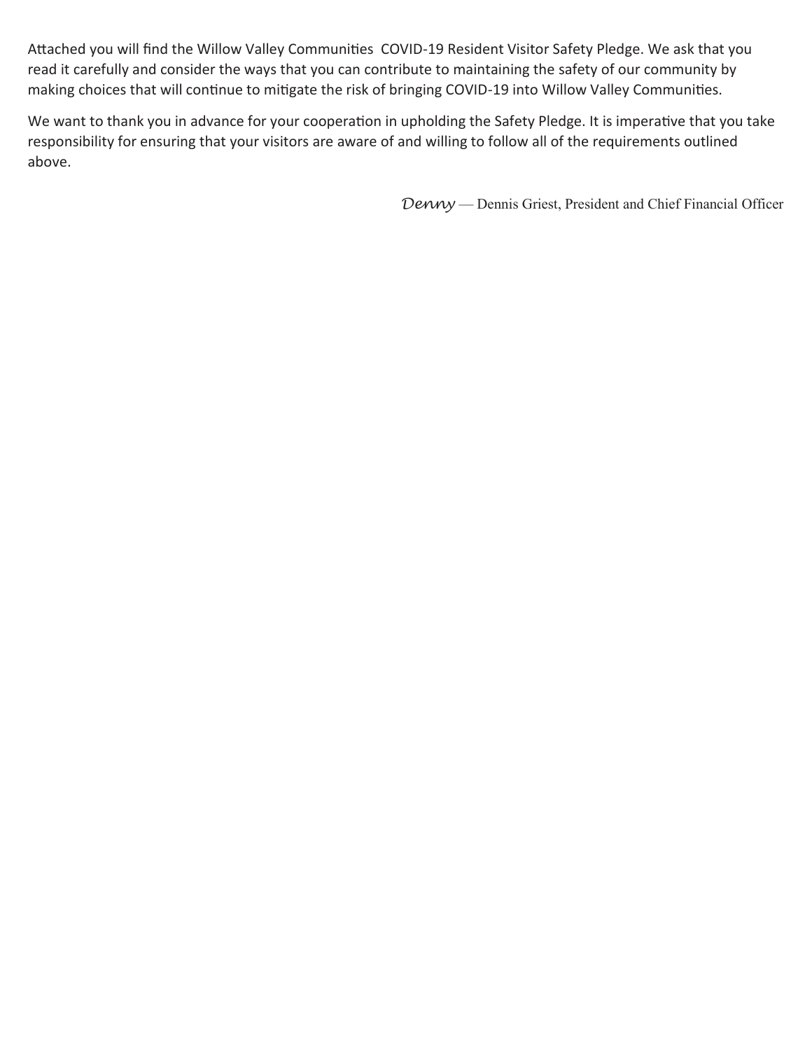Attached you will find the Willow Valley Communities COVID-19 Resident Visitor Safety Pledge. We ask that you read it carefully and consider the ways that you can contribute to maintaining the safety of our community by making choices that will continue to mitigate the risk of bringing COVID-19 into Willow Valley Communities.

We want to thank you in advance for your cooperation in upholding the Safety Pledge. It is imperative that you take responsibility for ensuring that your visitors are aware of and willing to follow all of the requirements outlined above.

*Denny* — Dennis Griest, President and Chief Financial Officer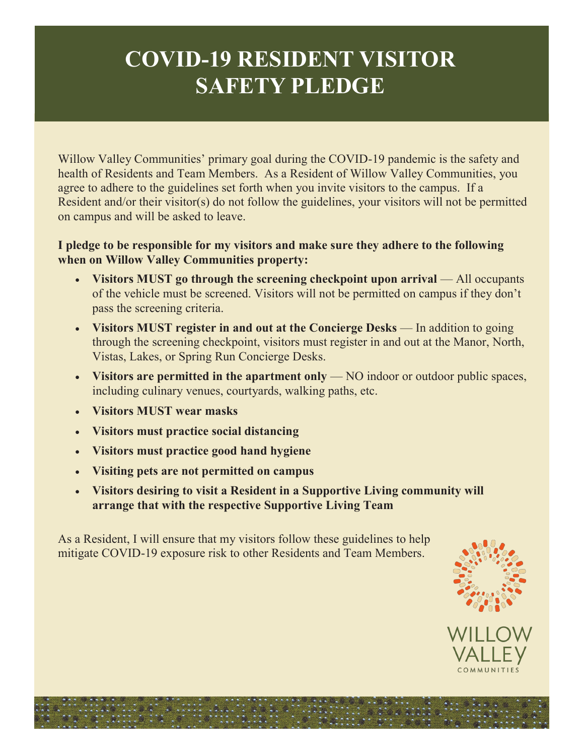# COVID-19 RESIDENT VISITOR SAFETY PLEDGE

Willow Valley Communities' primary goal during the COVID-19 pandemic is the safety and health of Residents and Team Members. As a Resident of Willow Valley Communities, you agree to adhere to the guidelines set forth when you invite visitors to the campus. If a Resident and/or their visitor(s) do not follow the guidelines, your visitors will not be permitted on campus and will be asked to leave.

**I pledge to be responsible for my visitors and make sure they adhere to the following when on Willow Valley Communities property:**

- **Visitors MUST go through the screening checkpoint upon arrival** — All occupants of the vehicle must be screened. Visitors will not be permitted on campus if they don't pass the screening criteria.
- **Visitors MUST register in and out at the Concierge Desks** — In addition to going through the screening checkpoint, visitors must register in and out at the Manor, North, Vistas, Lakes, or Spring Run Concierge Desks.
- **Visitors are permitted in the apartment only** — NO indoor or outdoor public spaces, including culinary venues, courtyards, walking paths, etc.
- **Visitors MUST wear masks**
- **Visitors must practice social distancing**
- **Visitors must practice good hand hygiene**
- **Visiting pets are not permitted on campus**
- **Visitors desiring to visit a Resident in a Supportive Living community will arrange that with the respective Supportive Living Team**

As a Resident, I will ensure that my visitors follow these guidelines to help mitigate COVID-19 exposure risk to other Residents and Team Members.

WILLOW VALLEY COMMUNITIES